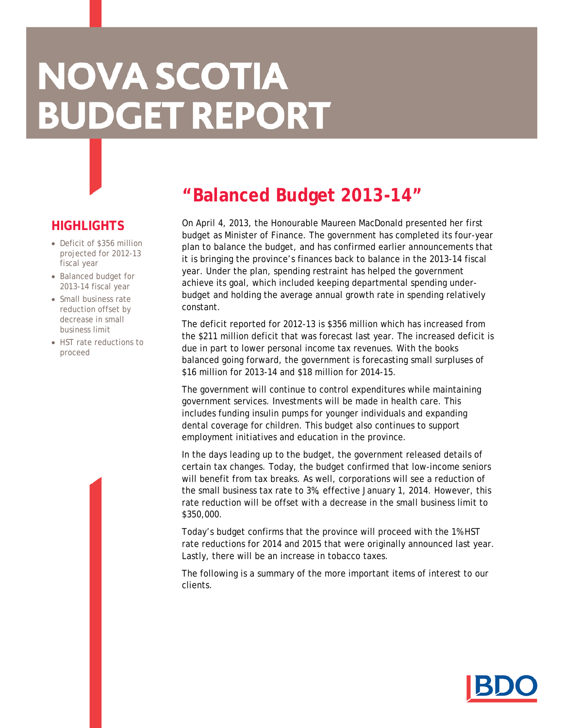# NOVA SCOTIA BUDGET REPORT

## HIGHLIGHTS

- Deficit of $356 million projected for 2012-13 fiscal year
- Balanced budget for 2013-14 fiscal year
- Small business rate reduction offset by decrease in small business limit
- HST rate reductions to proceed

## "Balanced Budget 2013-14"

On April 4, 2013, the Honourable Maureen MacDonald presented her first budget as Minister of Finance. The government has completed its four-year plan to balance the budget, and has confirmed earlier announcements that it is bringing the province's finances back to balance in the 2013-14 fiscal year. Under the plan, spending restraint has helped the government achieve its goal, which included keeping departmental spending under-budget and holding the average annual growth rate in spending relatively constant.

The deficit reported for 2012-13 is $356 million which has increased from the $211 million deficit that was forecast last year. The increased deficit is due in part to lower personal income tax revenues. With the books balanced going forward, the government is forecasting small surpluses of $16 million for 2013-14 and $18 million for 2014-15.

The government will continue to control expenditures while maintaining government services. Investments will be made in health care. This includes funding insulin pumps for younger individuals and expanding dental coverage for children. This budget also continues to support employment initiatives and education in the province.

In the days leading up to the budget, the government released details of certain tax changes. Today, the budget confirmed that low-income seniors will benefit from tax breaks. As well, corporations will see a reduction of the small business tax rate to 3%, effective January 1, 2014. However, this rate reduction will be offset with a decrease in the small business limit to $350,000.

Today's budget confirms that the province will proceed with the 1% HST rate reductions for 2014 and 2015 that were originally announced last year. Lastly, there will be an increase in tobacco taxes.

The following is a summary of the more important items of interest to our clients.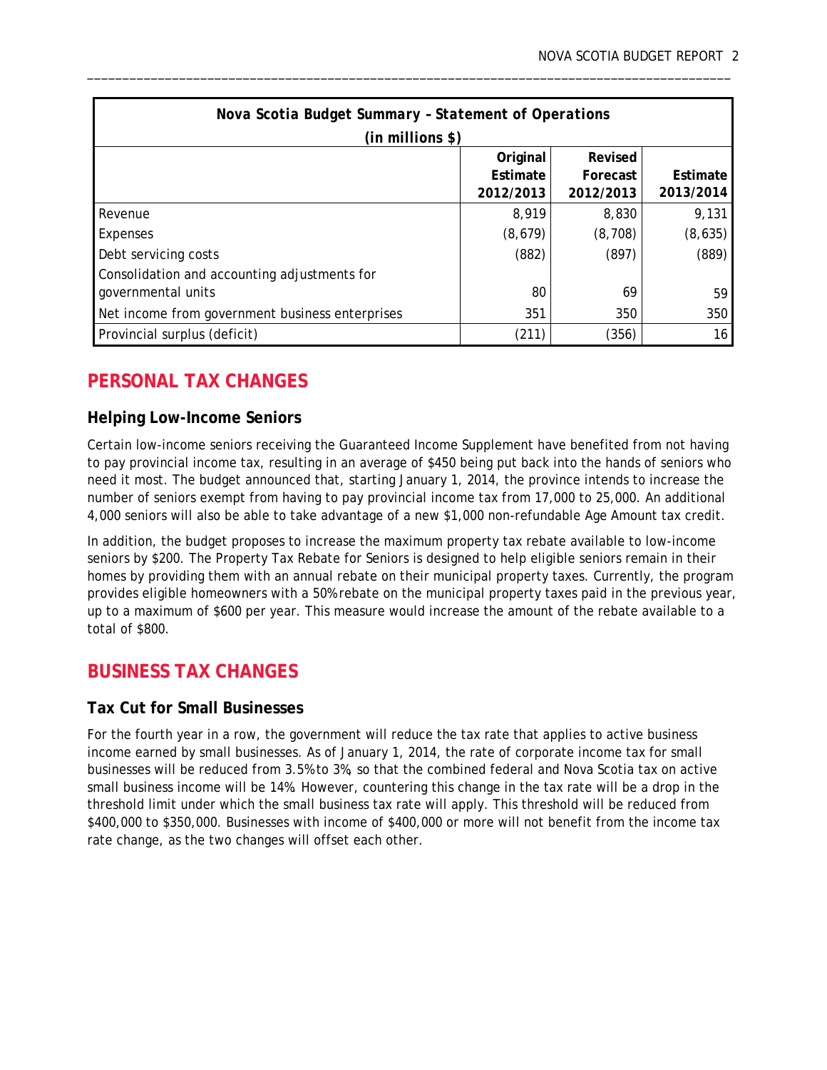| Nova Scotia Budget Summary – Statement of Operations (in millions $) | | | |
|---|---|---|---|
| | Original Estimate 2012/2013 | Revised Forecast 2012/2013 | Estimate 2013/2014 |
| Revenue | 8,919 | 8,830 | 9,131 |
| Expenses | (8,679) | (8,708) | (8,635) |
| Debt servicing costs | (882) | (897) | (889) |
| Consolidation and accounting adjustments for governmental units | 80 | 69 | 59 |
| Net income from government business enterprises | 351 | 350 | 350 |
| Provincial surplus (deficit) | (211) | (356) | 16 |

## PERSONAL TAX CHANGES

### Helping Low-Income Seniors

Certain low-income seniors receiving the Guaranteed Income Supplement have benefited from not having to pay provincial income tax, resulting in an average of $450 being put back into the hands of seniors who need it most. The budget announced that, starting January 1, 2014, the province intends to increase the number of seniors exempt from having to pay provincial income tax from 17,000 to 25,000. An additional 4,000 seniors will also be able to take advantage of a new $1,000 non-refundable Age Amount tax credit.

In addition, the budget proposes to increase the maximum property tax rebate available to low-income seniors by $200. The Property Tax Rebate for Seniors is designed to help eligible seniors remain in their homes by providing them with an annual rebate on their municipal property taxes. Currently, the program provides eligible homeowners with a 50% rebate on the municipal property taxes paid in the previous year, up to a maximum of $600 per year. This measure would increase the amount of the rebate available to a total of $800.

## BUSINESS TAX CHANGES

### Tax Cut for Small Businesses

For the fourth year in a row, the government will reduce the tax rate that applies to active business income earned by small businesses. As of January 1, 2014, the rate of corporate income tax for small businesses will be reduced from 3.5% to 3%, so that the combined federal and Nova Scotia tax on active small business income will be 14%. However, countering this change in the tax rate will be a drop in the threshold limit under which the small business tax rate will apply. This threshold will be reduced from $400,000 to $350,000. Businesses with income of $400,000 or more will not benefit from the income tax rate change, as the two changes will offset each other.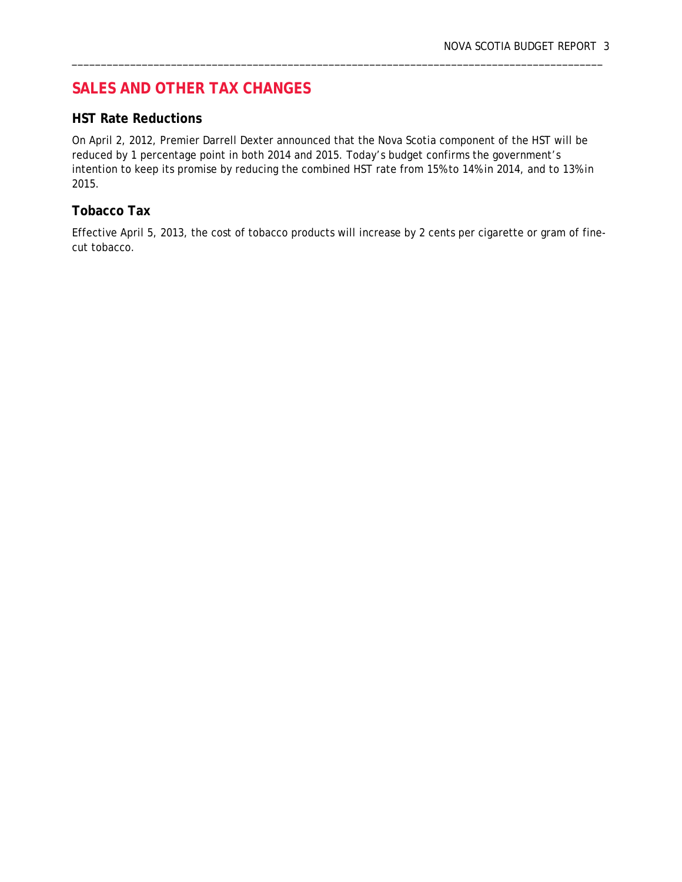## SALES AND OTHER TAX CHANGES

### HST Rate Reductions

On April 2, 2012, Premier Darrell Dexter announced that the Nova Scotia component of the HST will be reduced by 1 percentage point in both 2014 and 2015. Today's budget confirms the government's intention to keep its promise by reducing the combined HST rate from 15% to 14% in 2014, and to 13% in 2015.

### Tobacco Tax

Effective April 5, 2013, the cost of tobacco products will increase by 2 cents per cigarette or gram of fine-cut tobacco.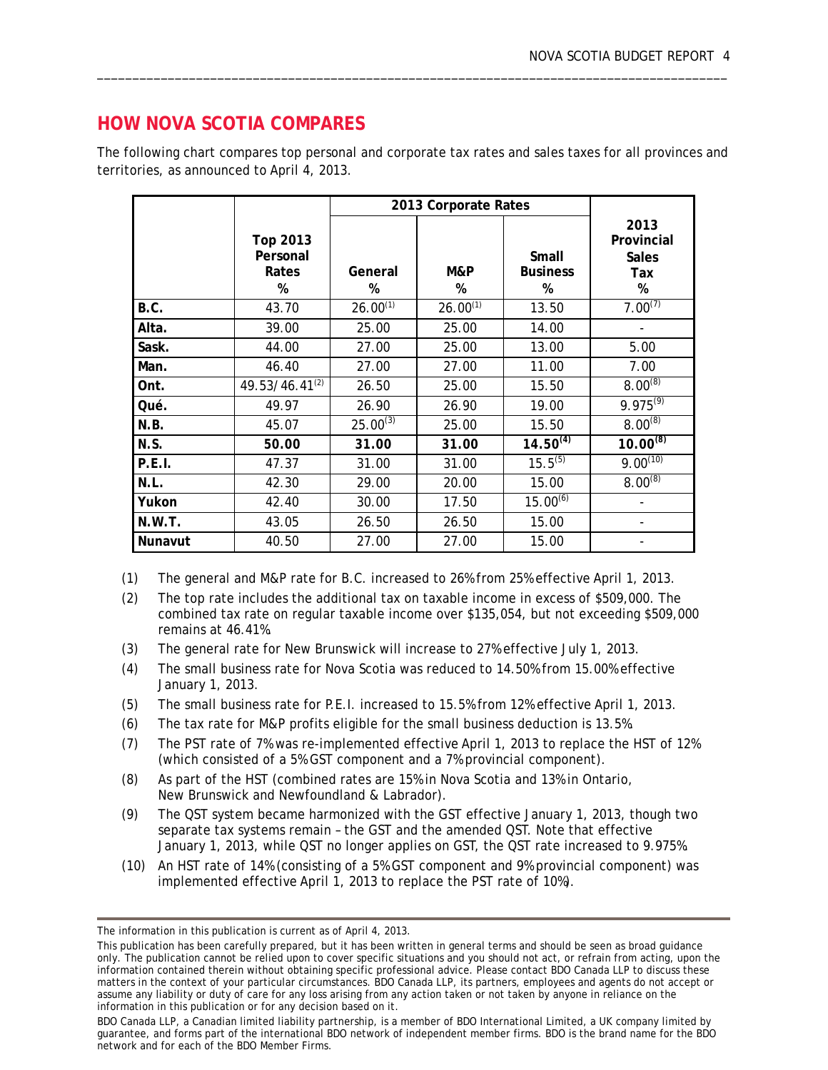## HOW NOVA SCOTIA COMPARES

The following chart compares top personal and corporate tax rates and sales taxes for all provinces and territories, as announced to April 4, 2013.

| | Top 2013 Personal Rates % | 2013 Corporate Rates General % | M&P % | Small Business % | 2013 Provincial Sales Tax % |
|---|---|---|---|---|---|
| **B.C.** | 43.70 | 26.00[(1)] | 26.00[(1)] | 13.50 | 7.00[(7)] |
| **Alta.** | 39.00 | 25.00 | 25.00 | 14.00 | - |
| **Sask.** | 44.00 | 27.00 | 25.00 | 13.00 | 5.00 |
| **Man.** | 46.40 | 27.00 | 27.00 | 11.00 | 7.00 |
| **Ont.** | 49.53/46.41[(2)] | 26.50 | 25.00 | 15.50 | 8.00[(8)] |
| **Qué.** | 49.97 | 26.90 | 26.90 | 19.00 | 9.975[(9)] |
| **N.B.** | 45.07 | 25.00[(3)] | 25.00 | 15.50 | 8.00[(8)] |
| **N.S.** | **50.00** | **31.00** | **31.00** | **14.50[(4)]** | **10.00[(8)]** |
| **P.E.I.** | 47.37 | 31.00 | 31.00 | 15.5[(5)] | 9.00[(10)] |
| **N.L.** | 42.30 | 29.00 | 20.00 | 15.00 | 8.00[(8)] |
| **Yukon** | 42.40 | 30.00 | 17.50 | 15.00[(6)] | - |
| **N.W.T.** | 43.05 | 26.50 | 26.50 | 15.00 | - |
| **Nunavut** | 40.50 | 27.00 | 27.00 | 15.00 | - |

(1) The general and M&P rate for B.C. increased to 26% from 25% effective April 1, 2013.

(2) The top rate includes the additional tax on taxable income in excess of $509,000. The combined tax rate on regular taxable income over $135,054, but not exceeding $509,000 remains at 46.41%.

(3) The general rate for New Brunswick will increase to 27% effective July 1, 2013.

(4) The small business rate for Nova Scotia was reduced to 14.50% from 15.00% effective January 1, 2013.

(5) The small business rate for P.E.I. increased to 15.5% from 12% effective April 1, 2013.

(6) The tax rate for M&P profits eligible for the small business deduction is 13.5%.

(7) The PST rate of 7% was re-implemented effective April 1, 2013 to replace the HST of 12% (which consisted of a 5% GST component and a 7% provincial component).

(8) As part of the HST (combined rates are 15% in Nova Scotia and 13% in Ontario, New Brunswick and Newfoundland & Labrador).

(9) The QST system became harmonized with the GST effective January 1, 2013, though two separate tax systems remain – the GST and the amended QST. Note that effective January 1, 2013, while QST no longer applies on GST, the QST rate increased to 9.975%.

(10) An HST rate of 14% (consisting of a 5% GST component and 9% provincial component) was implemented effective April 1, 2013 to replace the PST rate of 10%).

---

The information in this publication is current as of April 4, 2013.

This publication has been carefully prepared, but it has been written in general terms and should be seen as broad guidance only. The publication cannot be relied upon to cover specific situations and you should not act, or refrain from acting, upon the information contained therein without obtaining specific professional advice. Please contact BDO Canada LLP to discuss these matters in the context of your particular circumstances. BDO Canada LLP, its partners, employees and agents do not accept or assume any liability or duty of care for any loss arising from any action taken or not taken by anyone in reliance on the information in this publication or for any decision based on it.

BDO Canada LLP, a Canadian limited liability partnership, is a member of BDO International Limited, a UK company limited by guarantee, and forms part of the international BDO network of independent member firms. BDO is the brand name for the BDO network and for each of the BDO Member Firms.